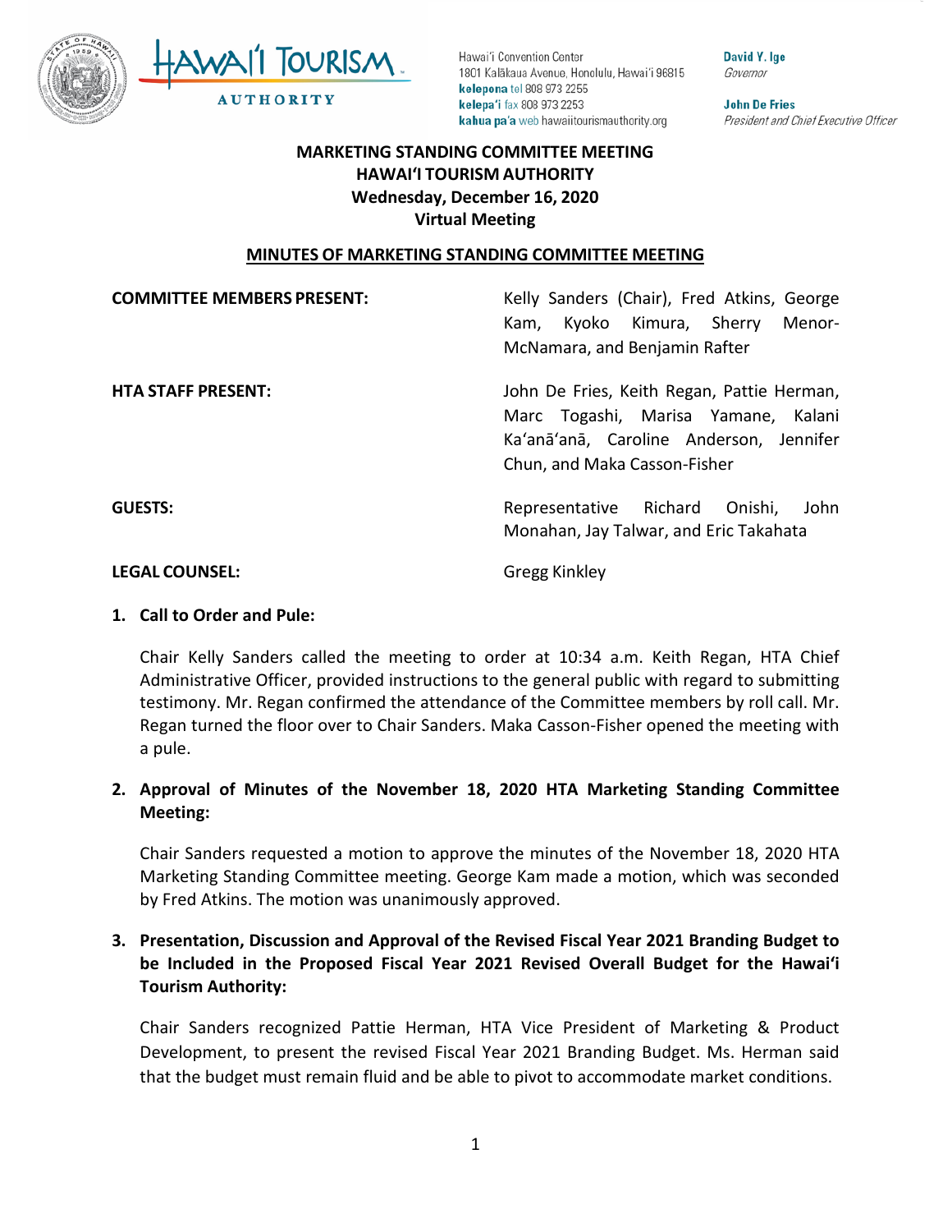Hawaiʻi Convention Center
1801 Kalākaua Avenue, Honolulu, Hawaiʻi 96815
**kelepona** tel 808 973 2255
**kelepaʻi** fax 808 973 2253
**kahua paʻa** web hawaiitourismauthority.org

**David Y. Ige**
*Governor*

**John De Fries**
*President and Chief Executive Officer*

# MARKETING STANDING COMMITTEE MEETING
# HAWAIʻI TOURISM AUTHORITY
## Wednesday, December 16, 2020
## Virtual Meeting

**MINUTES OF MARKETING STANDING COMMITTEE MEETING**

| | |
|---|---|
| **COMMITTEE MEMBERS PRESENT:** | Kelly Sanders (Chair), Fred Atkins, George Kam, Kyoko Kimura, Sherry Menor-McNamara, and Benjamin Rafter |
| **HTA STAFF PRESENT:** | John De Fries, Keith Regan, Pattie Herman, Marc Togashi, Marisa Yamane, Kalani Kaʻanāʻanā, Caroline Anderson, Jennifer Chun, and Maka Casson-Fisher |
| **GUESTS:** | Representative Richard Onishi, John Monahan, Jay Talwar, and Eric Takahata |
| **LEGAL COUNSEL:** | Gregg Kinkley |

**1. Call to Order and Pule:**

Chair Kelly Sanders called the meeting to order at 10:34 a.m. Keith Regan, HTA Chief Administrative Officer, provided instructions to the general public with regard to submitting testimony. Mr. Regan confirmed the attendance of the Committee members by roll call. Mr. Regan turned the floor over to Chair Sanders. Maka Casson-Fisher opened the meeting with a pule.

**2. Approval of Minutes of the November 18, 2020 HTA Marketing Standing Committee Meeting:**

Chair Sanders requested a motion to approve the minutes of the November 18, 2020 HTA Marketing Standing Committee meeting. George Kam made a motion, which was seconded by Fred Atkins. The motion was unanimously approved.

**3. Presentation, Discussion and Approval of the Revised Fiscal Year 2021 Branding Budget to be Included in the Proposed Fiscal Year 2021 Revised Overall Budget for the Hawaiʻi Tourism Authority:**

Chair Sanders recognized Pattie Herman, HTA Vice President of Marketing & Product Development, to present the revised Fiscal Year 2021 Branding Budget. Ms. Herman said that the budget must remain fluid and be able to pivot to accommodate market conditions.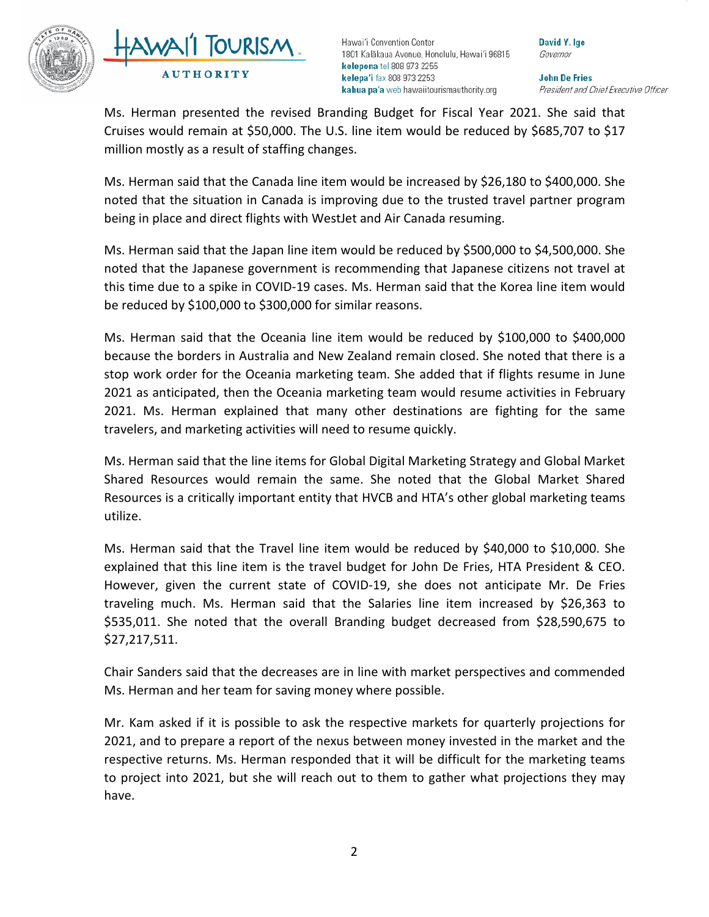Ms. Herman presented the revised Branding Budget for Fiscal Year 2021. She said that Cruises would remain at $50,000. The U.S. line item would be reduced by $685,707 to $17 million mostly as a result of staffing changes.

Ms. Herman said that the Canada line item would be increased by $26,180 to $400,000. She noted that the situation in Canada is improving due to the trusted travel partner program being in place and direct flights with WestJet and Air Canada resuming.

Ms. Herman said that the Japan line item would be reduced by $500,000 to $4,500,000. She noted that the Japanese government is recommending that Japanese citizens not travel at this time due to a spike in COVID-19 cases. Ms. Herman said that the Korea line item would be reduced by $100,000 to $300,000 for similar reasons.

Ms. Herman said that the Oceania line item would be reduced by $100,000 to $400,000 because the borders in Australia and New Zealand remain closed. She noted that there is a stop work order for the Oceania marketing team. She added that if flights resume in June 2021 as anticipated, then the Oceania marketing team would resume activities in February 2021. Ms. Herman explained that many other destinations are fighting for the same travelers, and marketing activities will need to resume quickly.

Ms. Herman said that the line items for Global Digital Marketing Strategy and Global Market Shared Resources would remain the same. She noted that the Global Market Shared Resources is a critically important entity that HVCB and HTA's other global marketing teams utilize.

Ms. Herman said that the Travel line item would be reduced by $40,000 to $10,000. She explained that this line item is the travel budget for John De Fries, HTA President & CEO. However, given the current state of COVID-19, she does not anticipate Mr. De Fries traveling much. Ms. Herman said that the Salaries line item increased by $26,363 to $535,011. She noted that the overall Branding budget decreased from $28,590,675 to $27,217,511.

Chair Sanders said that the decreases are in line with market perspectives and commended Ms. Herman and her team for saving money where possible.

Mr. Kam asked if it is possible to ask the respective markets for quarterly projections for 2021, and to prepare a report of the nexus between money invested in the market and the respective returns. Ms. Herman responded that it will be difficult for the marketing teams to project into 2021, but she will reach out to them to gather what projections they may have.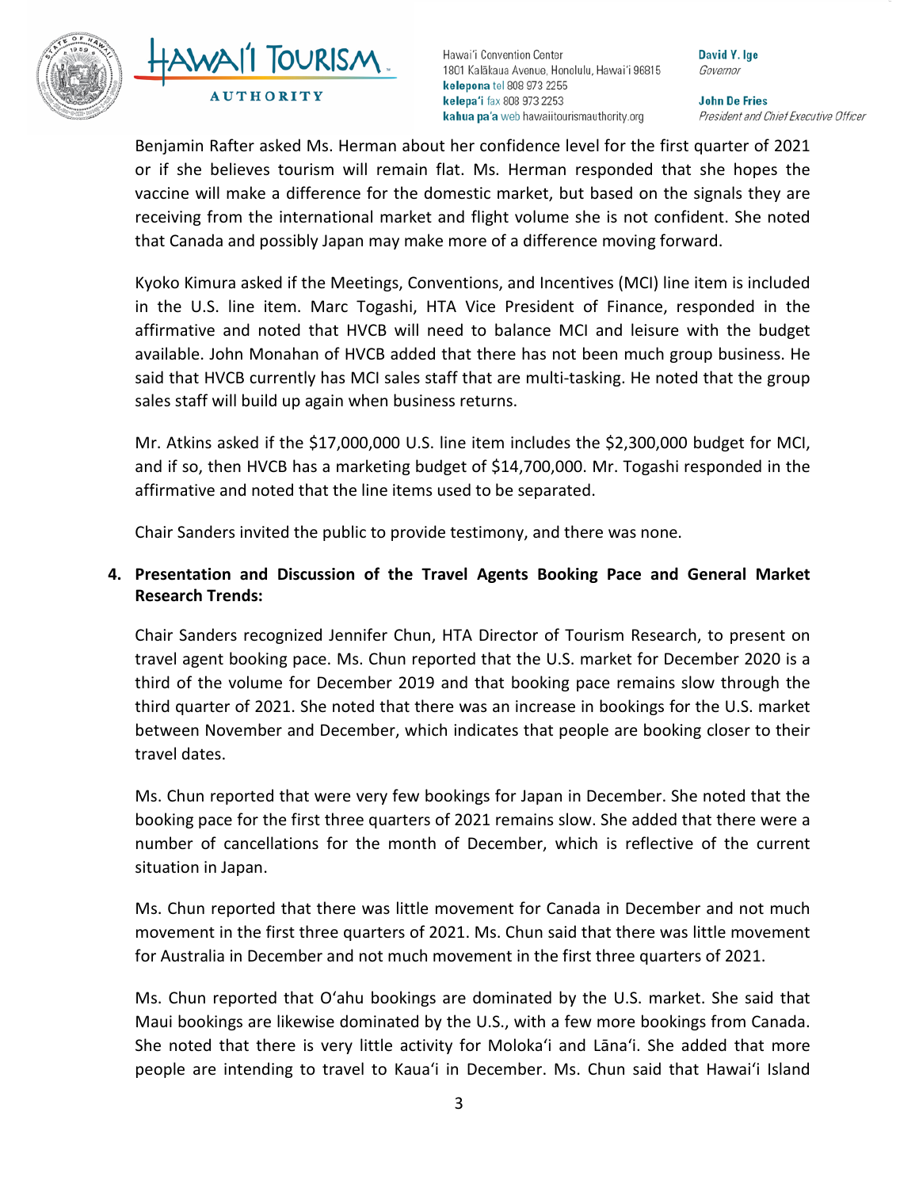Benjamin Rafter asked Ms. Herman about her confidence level for the first quarter of 2021 or if she believes tourism will remain flat. Ms. Herman responded that she hopes the vaccine will make a difference for the domestic market, but based on the signals they are receiving from the international market and flight volume she is not confident. She noted that Canada and possibly Japan may make more of a difference moving forward.

Kyoko Kimura asked if the Meetings, Conventions, and Incentives (MCI) line item is included in the U.S. line item. Marc Togashi, HTA Vice President of Finance, responded in the affirmative and noted that HVCB will need to balance MCI and leisure with the budget available. John Monahan of HVCB added that there has not been much group business. He said that HVCB currently has MCI sales staff that are multi-tasking. He noted that the group sales staff will build up again when business returns.

Mr. Atkins asked if the $17,000,000 U.S. line item includes the $2,300,000 budget for MCI, and if so, then HVCB has a marketing budget of $14,700,000. Mr. Togashi responded in the affirmative and noted that the line items used to be separated.

Chair Sanders invited the public to provide testimony, and there was none.

**4. Presentation and Discussion of the Travel Agents Booking Pace and General Market Research Trends:**

Chair Sanders recognized Jennifer Chun, HTA Director of Tourism Research, to present on travel agent booking pace. Ms. Chun reported that the U.S. market for December 2020 is a third of the volume for December 2019 and that booking pace remains slow through the third quarter of 2021. She noted that there was an increase in bookings for the U.S. market between November and December, which indicates that people are booking closer to their travel dates.

Ms. Chun reported that were very few bookings for Japan in December. She noted that the booking pace for the first three quarters of 2021 remains slow. She added that there were a number of cancellations for the month of December, which is reflective of the current situation in Japan.

Ms. Chun reported that there was little movement for Canada in December and not much movement in the first three quarters of 2021. Ms. Chun said that there was little movement for Australia in December and not much movement in the first three quarters of 2021.

Ms. Chun reported that O‘ahu bookings are dominated by the U.S. market. She said that Maui bookings are likewise dominated by the U.S., with a few more bookings from Canada. She noted that there is very little activity for Moloka‘i and Lāna‘i. She added that more people are intending to travel to Kaua‘i in December. Ms. Chun said that Hawai‘i Island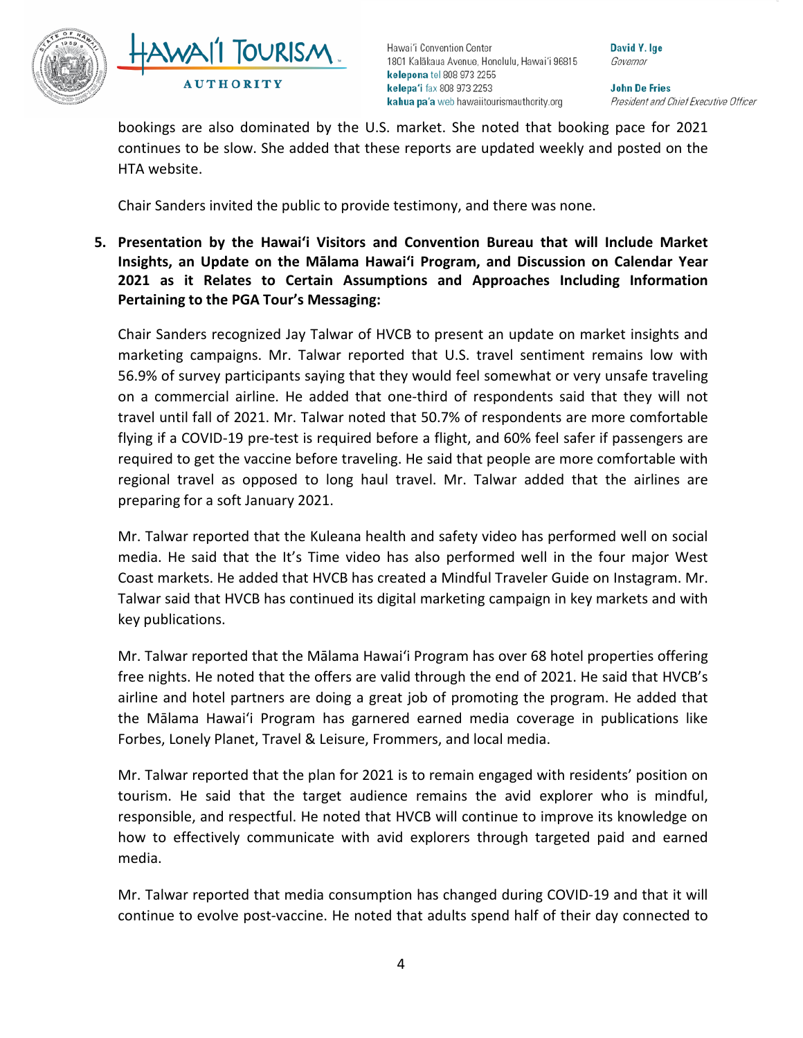bookings are also dominated by the U.S. market. She noted that booking pace for 2021 continues to be slow. She added that these reports are updated weekly and posted on the HTA website.

Chair Sanders invited the public to provide testimony, and there was none.

5. **Presentation by the Hawai'i Visitors and Convention Bureau that will Include Market Insights, an Update on the Mālama Hawai'i Program, and Discussion on Calendar Year 2021 as it Relates to Certain Assumptions and Approaches Including Information Pertaining to the PGA Tour's Messaging:**

   Chair Sanders recognized Jay Talwar of HVCB to present an update on market insights and marketing campaigns. Mr. Talwar reported that U.S. travel sentiment remains low with 56.9% of survey participants saying that they would feel somewhat or very unsafe traveling on a commercial airline. He added that one-third of respondents said that they will not travel until fall of 2021. Mr. Talwar noted that 50.7% of respondents are more comfortable flying if a COVID-19 pre-test is required before a flight, and 60% feel safer if passengers are required to get the vaccine before traveling. He said that people are more comfortable with regional travel as opposed to long haul travel. Mr. Talwar added that the airlines are preparing for a soft January 2021.

   Mr. Talwar reported that the Kuleana health and safety video has performed well on social media. He said that the It's Time video has also performed well in the four major West Coast markets. He added that HVCB has created a Mindful Traveler Guide on Instagram. Mr. Talwar said that HVCB has continued its digital marketing campaign in key markets and with key publications.

   Mr. Talwar reported that the Mālama Hawai'i Program has over 68 hotel properties offering free nights. He noted that the offers are valid through the end of 2021. He said that HVCB's airline and hotel partners are doing a great job of promoting the program. He added that the Mālama Hawai'i Program has garnered earned media coverage in publications like Forbes, Lonely Planet, Travel & Leisure, Frommers, and local media.

   Mr. Talwar reported that the plan for 2021 is to remain engaged with residents' position on tourism. He said that the target audience remains the avid explorer who is mindful, responsible, and respectful. He noted that HVCB will continue to improve its knowledge on how to effectively communicate with avid explorers through targeted paid and earned media.

   Mr. Talwar reported that media consumption has changed during COVID-19 and that it will continue to evolve post-vaccine. He noted that adults spend half of their day connected to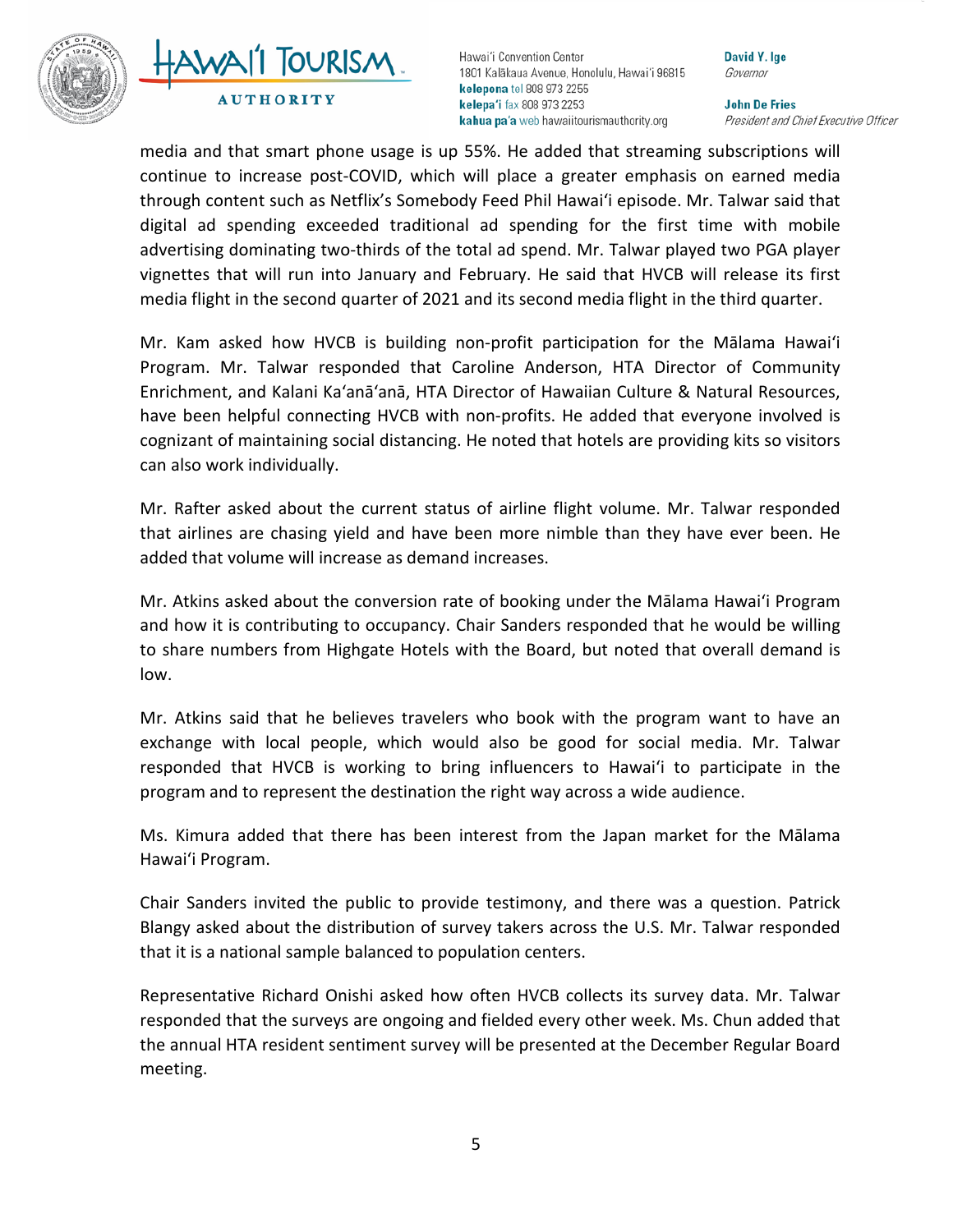media and that smart phone usage is up 55%. He added that streaming subscriptions will continue to increase post-COVID, which will place a greater emphasis on earned media through content such as Netflix's Somebody Feed Phil Hawaiʻi episode. Mr. Talwar said that digital ad spending exceeded traditional ad spending for the first time with mobile advertising dominating two-thirds of the total ad spend. Mr. Talwar played two PGA player vignettes that will run into January and February. He said that HVCB will release its first media flight in the second quarter of 2021 and its second media flight in the third quarter.

Mr. Kam asked how HVCB is building non-profit participation for the Mālama Hawaiʻi Program. Mr. Talwar responded that Caroline Anderson, HTA Director of Community Enrichment, and Kalani Kaʻanāʻanā, HTA Director of Hawaiian Culture & Natural Resources, have been helpful connecting HVCB with non-profits. He added that everyone involved is cognizant of maintaining social distancing. He noted that hotels are providing kits so visitors can also work individually.

Mr. Rafter asked about the current status of airline flight volume. Mr. Talwar responded that airlines are chasing yield and have been more nimble than they have ever been. He added that volume will increase as demand increases.

Mr. Atkins asked about the conversion rate of booking under the Mālama Hawaiʻi Program and how it is contributing to occupancy. Chair Sanders responded that he would be willing to share numbers from Highgate Hotels with the Board, but noted that overall demand is low.

Mr. Atkins said that he believes travelers who book with the program want to have an exchange with local people, which would also be good for social media. Mr. Talwar responded that HVCB is working to bring influencers to Hawaiʻi to participate in the program and to represent the destination the right way across a wide audience.

Ms. Kimura added that there has been interest from the Japan market for the Mālama Hawaiʻi Program.

Chair Sanders invited the public to provide testimony, and there was a question. Patrick Blangy asked about the distribution of survey takers across the U.S. Mr. Talwar responded that it is a national sample balanced to population centers.

Representative Richard Onishi asked how often HVCB collects its survey data. Mr. Talwar responded that the surveys are ongoing and fielded every other week. Ms. Chun added that the annual HTA resident sentiment survey will be presented at the December Regular Board meeting.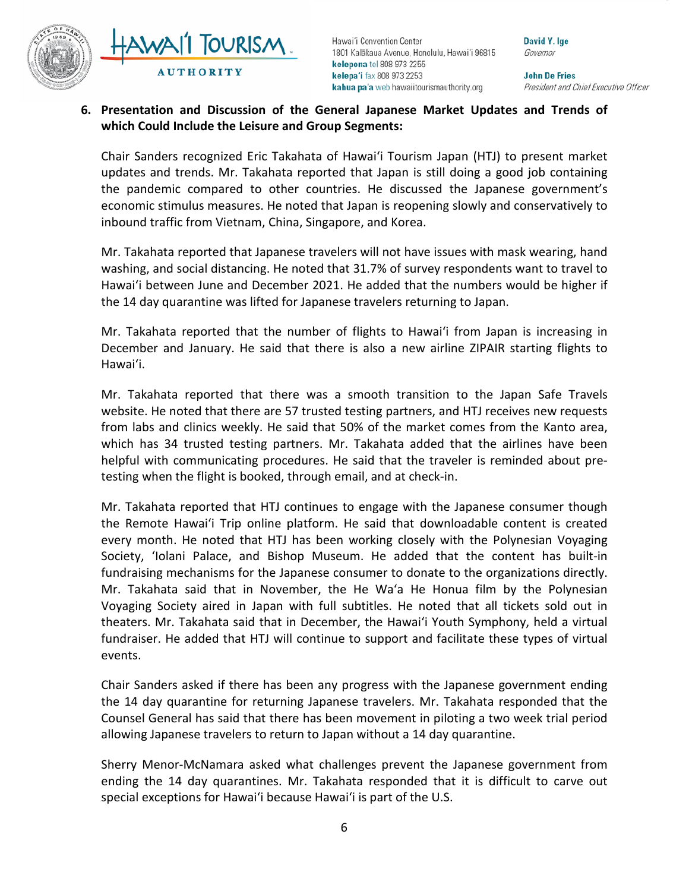**6. Presentation and Discussion of the General Japanese Market Updates and Trends of which Could Include the Leisure and Group Segments:**

Chair Sanders recognized Eric Takahata of Hawaiʻi Tourism Japan (HTJ) to present market updates and trends. Mr. Takahata reported that Japan is still doing a good job containing the pandemic compared to other countries. He discussed the Japanese government's economic stimulus measures. He noted that Japan is reopening slowly and conservatively to inbound traffic from Vietnam, China, Singapore, and Korea.

Mr. Takahata reported that Japanese travelers will not have issues with mask wearing, hand washing, and social distancing. He noted that 31.7% of survey respondents want to travel to Hawaiʻi between June and December 2021. He added that the numbers would be higher if the 14 day quarantine was lifted for Japanese travelers returning to Japan.

Mr. Takahata reported that the number of flights to Hawaiʻi from Japan is increasing in December and January. He said that there is also a new airline ZIPAIR starting flights to Hawaiʻi.

Mr. Takahata reported that there was a smooth transition to the Japan Safe Travels website. He noted that there are 57 trusted testing partners, and HTJ receives new requests from labs and clinics weekly. He said that 50% of the market comes from the Kanto area, which has 34 trusted testing partners. Mr. Takahata added that the airlines have been helpful with communicating procedures. He said that the traveler is reminded about pre-testing when the flight is booked, through email, and at check-in.

Mr. Takahata reported that HTJ continues to engage with the Japanese consumer though the Remote Hawaiʻi Trip online platform. He said that downloadable content is created every month. He noted that HTJ has been working closely with the Polynesian Voyaging Society, ʻIolani Palace, and Bishop Museum. He added that the content has built-in fundraising mechanisms for the Japanese consumer to donate to the organizations directly. Mr. Takahata said that in November, the He Waʻa He Honua film by the Polynesian Voyaging Society aired in Japan with full subtitles. He noted that all tickets sold out in theaters. Mr. Takahata said that in December, the Hawaiʻi Youth Symphony, held a virtual fundraiser. He added that HTJ will continue to support and facilitate these types of virtual events.

Chair Sanders asked if there has been any progress with the Japanese government ending the 14 day quarantine for returning Japanese travelers. Mr. Takahata responded that the Counsel General has said that there has been movement in piloting a two week trial period allowing Japanese travelers to return to Japan without a 14 day quarantine.

Sherry Menor-McNamara asked what challenges prevent the Japanese government from ending the 14 day quarantines. Mr. Takahata responded that it is difficult to carve out special exceptions for Hawaiʻi because Hawaiʻi is part of the U.S.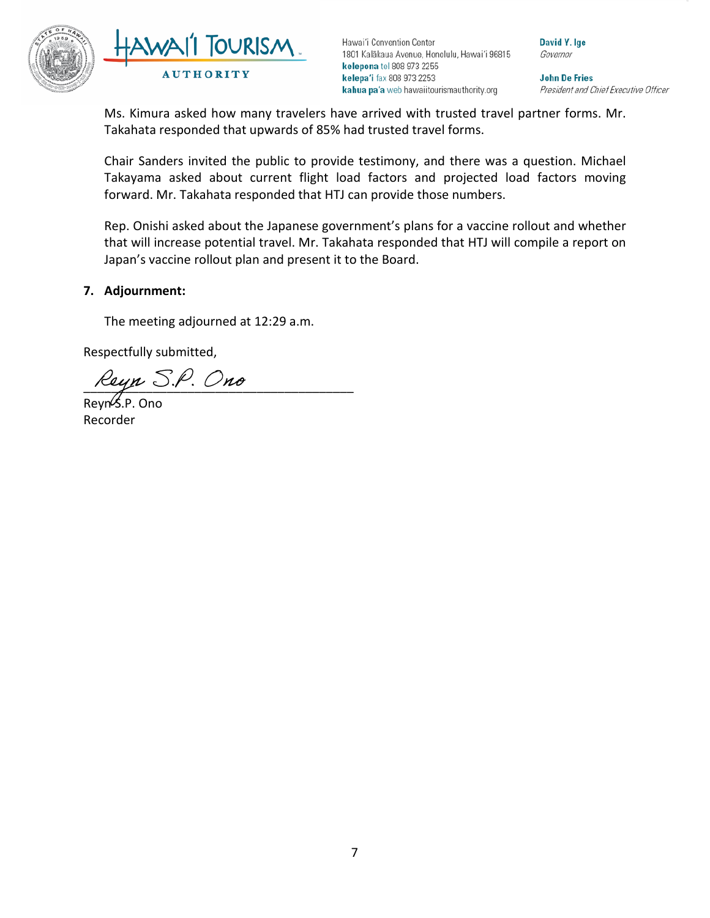Ms. Kimura asked how many travelers have arrived with trusted travel partner forms. Mr. Takahata responded that upwards of 85% had trusted travel forms.

Chair Sanders invited the public to provide testimony, and there was a question. Michael Takayama asked about current flight load factors and projected load factors moving forward. Mr. Takahata responded that HTJ can provide those numbers.

Rep. Onishi asked about the Japanese government's plans for a vaccine rollout and whether that will increase potential travel. Mr. Takahata responded that HTJ will compile a report on Japan's vaccine rollout plan and present it to the Board.

**7. Adjournment:**

The meeting adjourned at 12:29 a.m.

Respectfully submitted,

Reyn S.P. Ono
\_\_\_\_\_\_\_\_\_\_\_\_\_\_\_\_\_\_\_\_\_\_\_\_\_\_\_\_\_\_\_\_\_\_\_\_\_\_\_

Reyn S.P. Ono
Recorder